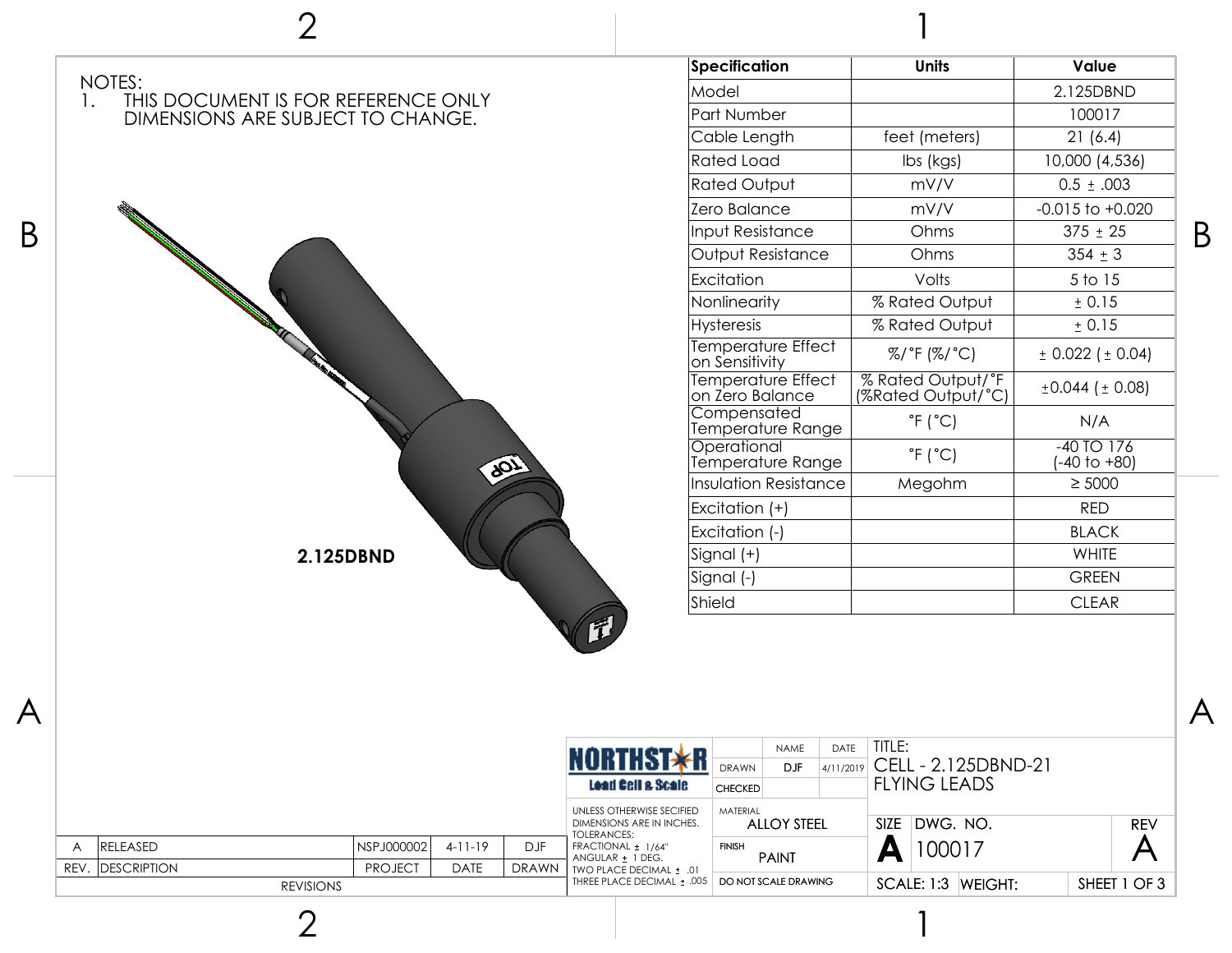NOTES:
1. THIS DOCUMENT IS FOR REFERENCE ONLY DIMENSIONS ARE SUBJECT TO CHANGE.

**2.125DBND**

| Specification | Units | Value |
|---|---|---|
| Model | | 2.125DBND |
| Part Number | | 100017 |
| Cable Length | feet (meters) | 21 (6.4) |
| Rated Load | lbs (kgs) | 10,000 (4,536) |
| Rated Output | mV/V | 0.5 ± .003 |
| Zero Balance | mV/V | -0.015 to +0.020 |
| Input Resistance | Ohms | 375 ± 25 |
| Output Resistance | Ohms | 354 ± 3 |
| Excitation | Volts | 5 to 15 |
| Nonlinearity | % Rated Output | ± 0.15 |
| Hysteresis | % Rated Output | ± 0.15 |
| Temperature Effect on Sensitivity | %/°F (%/°C) | ± 0.022 (± 0.04) |
| Temperature Effect on Zero Balance | % Rated Output/°F (%Rated Output/°C) | ±0.044 (± 0.08) |
| Compensated Temperature Range | °F (°C) | N/A |
| Operational Temperature Range | °F (°C) | -40 TO 176 (-40 to +80) |
| Insulation Resistance | Megohm | ≥ 5000 |
| Excitation (+) | | RED |
| Excitation (-) | | BLACK |
| Signal (+) | | WHITE |
| Signal (-) | | GREEN |
| Shield | | CLEAR |

| REV. | DESCRIPTION | PROJECT | DATE | DRAWN |
|---|---|---|---|---|
| A | RELEASED | NSPJ000002 | 4-11-19 | DJF |

REVISIONS

NORTHSTAR Load Cell & Scale

UNLESS OTHERWISE SECIFIED DIMENSIONS ARE IN INCHES.
TOLERANCES:
FRACTIONAL ± 1/64"
ANGULAR ± 1 DEG.
TWO PLACE DECIMAL ± .01
THREE PLACE DECIMAL ± .005

| | NAME | DATE |
|---|---|---|
| DRAWN | DJF | 4/11/2019 |
| CHECKED | | |

MATERIAL: ALLOY STEEL

FINISH: PAINT

DO NOT SCALE DRAWING

TITLE: CELL - 2.125DBND-21 FLYING LEADS

SIZE: A | DWG. NO.: 100017 | REV: A

SCALE: 1:3 | WEIGHT: | SHEET 1 OF 3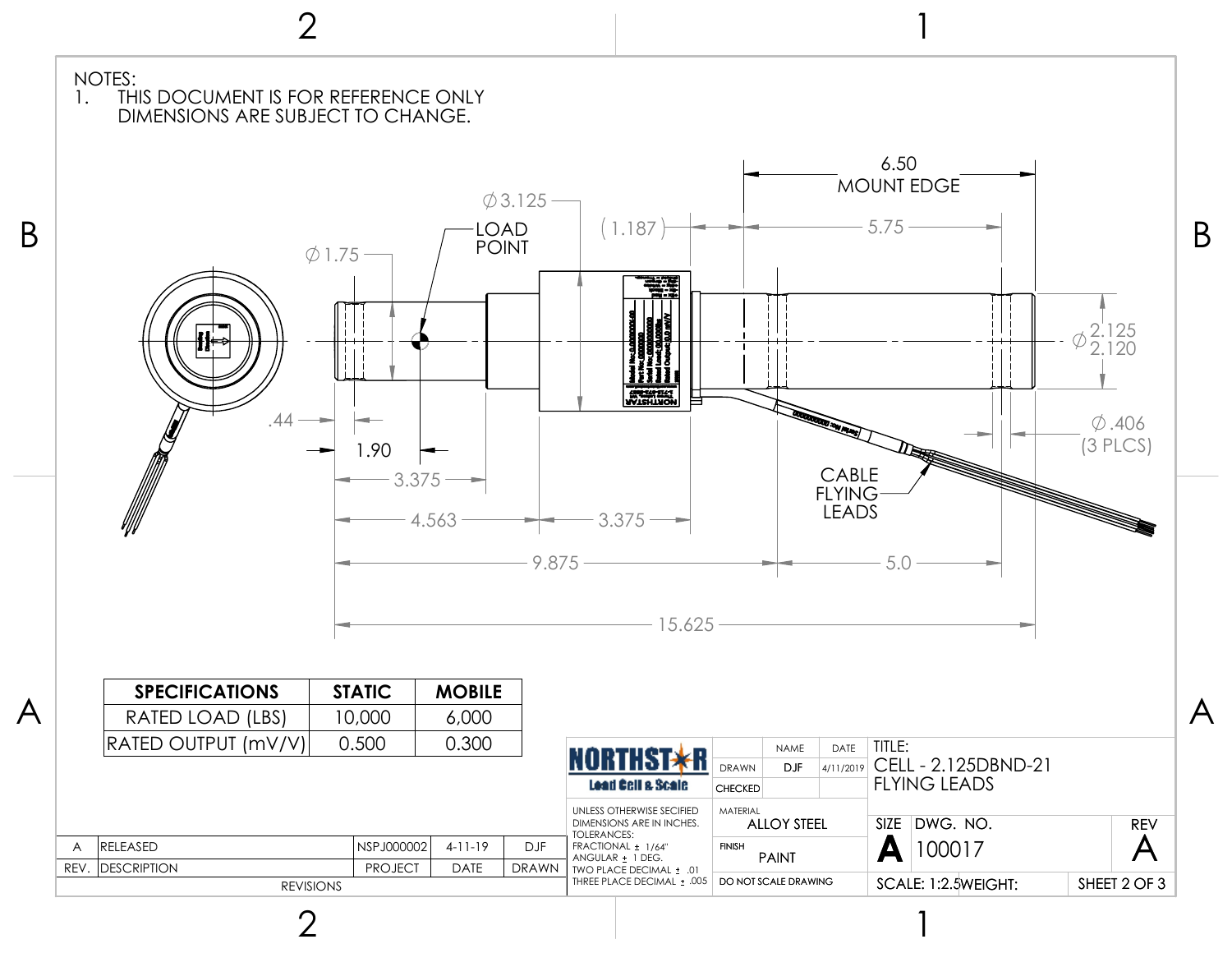NOTES:

1. THIS DOCUMENT IS FOR REFERENCE ONLY DIMENSIONS ARE SUBJECT TO CHANGE.

Ø3.125

Ø1.75

LOAD POINT

(1.187)

6.50 MOUNT EDGE

5.75

Ø 2.125 / 2.120

Ø.406 (3 PLCS)

.44

1.90

3.375

4.563

3.375

CABLE FLYING LEADS

9.875

5.0

15.625

| SPECIFICATIONS | STATIC | MOBILE |
| --- | --- | --- |
| RATED LOAD (LBS) | 10,000 | 6,000 |
| RATED OUTPUT (mV/V) | 0.500 | 0.300 |

| REV. | DESCRIPTION | PROJECT | DATE | DRAWN |
| --- | --- | --- | --- | --- |
| A | RELEASED | NSPJ000002 | 4-11-19 | DJF |

REVISIONS

NORTHSTAR Load Cell & Scale

UNLESS OTHERWISE SECIFIED DIMENSIONS ARE IN INCHES.
TOLERANCES:
FRACTIONAL ± 1/64"
ANGULAR ± 1 DEG.
TWO PLACE DECIMAL ± .01
THREE PLACE DECIMAL ± .005

| | NAME | DATE |
| --- | --- | --- |
| DRAWN | DJF | 4/11/2019 |
| CHECKED | | |

MATERIAL: ALLOY STEEL

FINISH: PAINT

DO NOT SCALE DRAWING

TITLE: CELL - 2.125DBND-21 FLYING LEADS

SIZE: A

DWG. NO. 100017

REV: A

SCALE: 1:2.5

WEIGHT:

SHEET 2 OF 3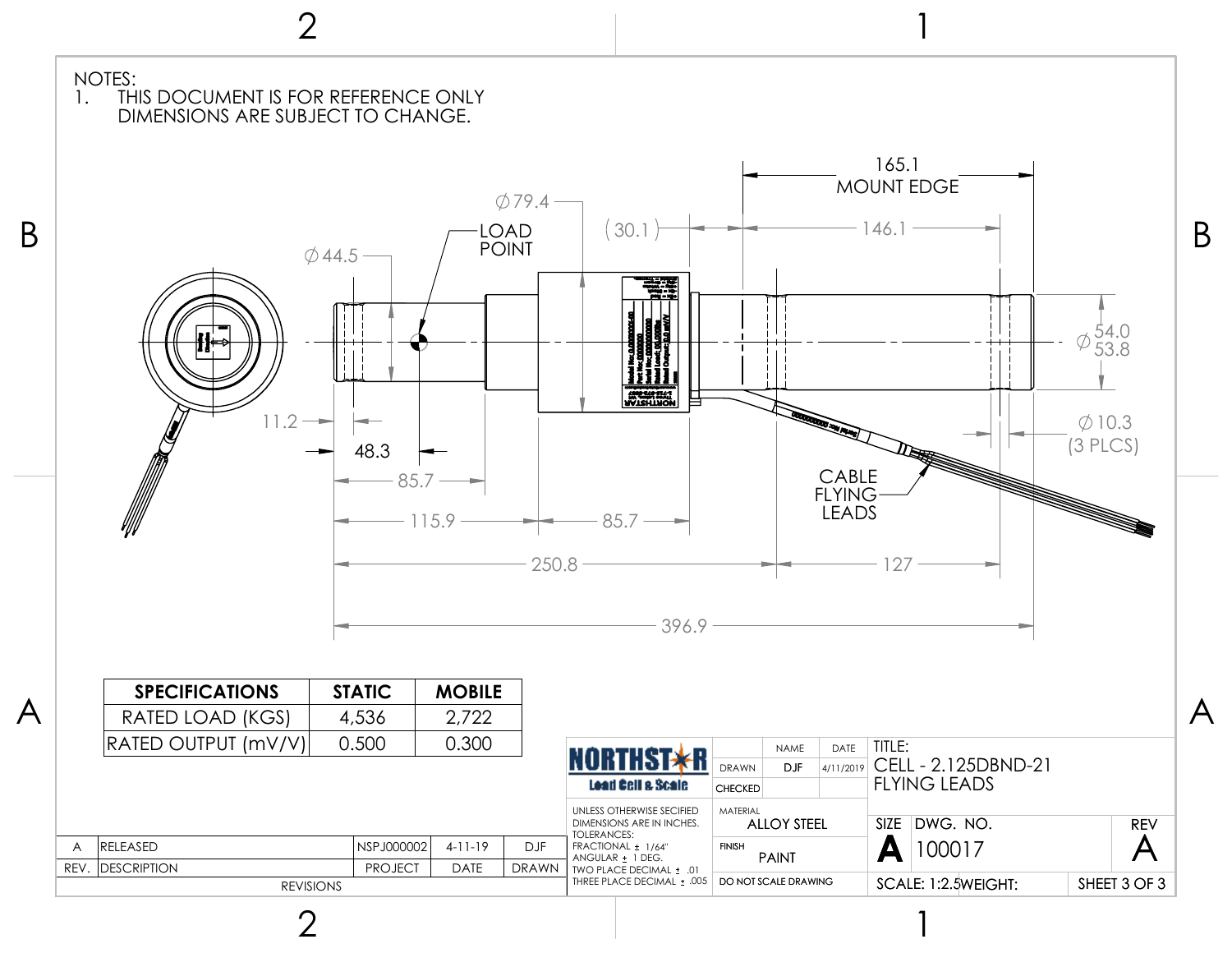NOTES:

1. THIS DOCUMENT IS FOR REFERENCE ONLY DIMENSIONS ARE SUBJECT TO CHANGE.

Ø79.4

LOAD POINT

Ø44.5

(30.1)

165.1 MOUNT EDGE

146.1

Ø54.0
53.8

Ø10.3
(3 PLCS)

11.2

48.3

85.7

115.9

85.7

250.8

127

396.9

CABLE FLYING LEADS

| SPECIFICATIONS | STATIC | MOBILE |
|---|---|---|
| RATED LOAD (KGS) | 4,536 | 2,722 |
| RATED OUTPUT (mV/V) | 0.500 | 0.300 |

| REV. | DESCRIPTION | PROJECT | DATE | DRAWN |
|---|---|---|---|---|
| A | RELEASED | NSPJ000002 | 4-11-19 | DJF |

REVISIONS

NORTHSTAR Load Cell & Scale

UNLESS OTHERWISE SECIFIED DIMENSIONS ARE IN INCHES.
TOLERANCES:
FRACTIONAL ± 1/64"
ANGULAR ± 1 DEG.
TWO PLACE DECIMAL ± .01
THREE PLACE DECIMAL ± .005

| | NAME | DATE |
|---|---|---|
| DRAWN | DJF | 4/11/2019 |
| CHECKED | | |

MATERIAL: ALLOY STEEL

FINISH: PAINT

DO NOT SCALE DRAWING

TITLE: CELL - 2.125DBND-21 FLYING LEADS

SIZE: A

DWG. NO.: 100017

REV: A

SCALE: 1:2.5

WEIGHT: